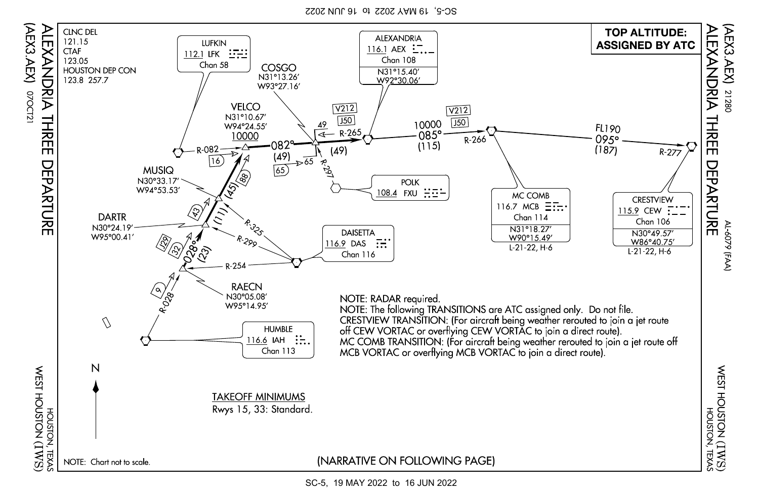# ALEXANDRIA THREE DEPARTURE
## (AEX3.AEX)

WEST HOUSTON (IWS)
HOUSTON, TEXAS

AL-6079 (FAA)

07OCT21

21280

**TOP ALTITUDE: ASSIGNED BY ATC**

CLNC DEL
121.15
CTAF
123.05
HOUSTON DEP CON
123.8 257.7

LUFKIN
112.1 LFK
Chan 58

COSGO
N31°13.26′
W93°27.16′

VELCO
N31°10.67′
W94°24.55′
10000

ALEXANDRIA
116.1 AEX
Chan 108
N31°15.40′
W92°30.06′

V212
J50

10000
085°
(115)

R-265
R-266

FL190
095°
(187)

R-277

R-082
16

082°
(49)

49
65

(49)

R-297

POLK
108.4 FXU

MUSIQ
N30°33.17′
W94°53.53′

(45)
88
43
(11)

DARTR
N30°24.19′
W95°00.41′

R-325
R-299

DAISETTA
116.9 DAS
Chan 116

J29
32
028°
(23)

R-254

RAECN
N30°05.08′
W95°14.95′

9
R-028

HUMBLE
116.6 IAH
Chan 113

MC COMB
116.7 MCB
Chan 114
N31°18.27′
W90°15.49′
L-21-22, H-6

CRESTVIEW
115.9 CEW
Chan 106
N30°49.57′
W86°40.75′
L-21-22, H-6

NOTE: RADAR required.

NOTE: The following TRANSITIONS are ATC assigned only. Do not file.

CRESTVIEW TRANSITION: (For aircraft being weather rerouted to join a jet route off CEW VORTAC or overflying CEW VORTAC to join a direct route).

MC COMB TRANSITION: (For aircraft being weather rerouted to join a jet route off MCB VORTAC or overflying MCB VORTAC to join a direct route).

N

**TAKEOFF MINIMUMS**

Rwys 15, 33: Standard.

NOTE: Chart not to scale.

(NARRATIVE ON FOLLOWING PAGE)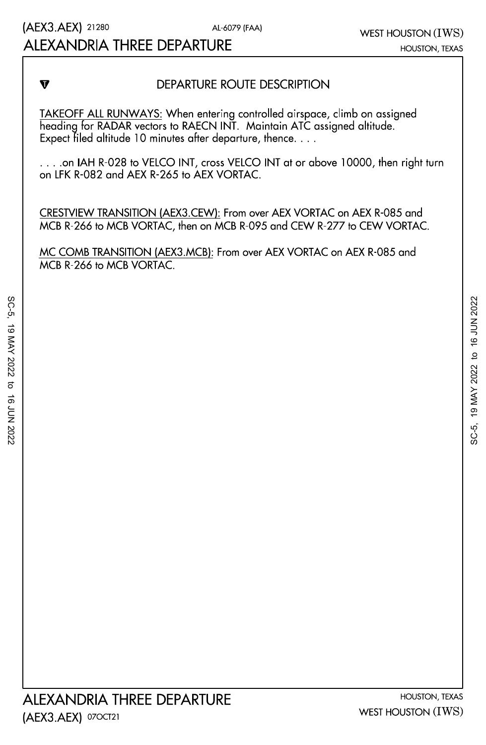# DEPARTURE ROUTE DESCRIPTION

TAKEOFF ALL RUNWAYS: When entering controlled airspace, climb on assigned heading for RADAR vectors to RAECN INT. Maintain ATC assigned altitude. Expect filed altitude 10 minutes after departure, thence. . . .

. . . .on IAH R-028 to VELCO INT, cross VELCO INT at or above 10000, then right turn on LFK R-082 and AEX R-265 to AEX VORTAC.

CRESTVIEW TRANSITION (AEX3.CEW): From over AEX VORTAC on AEX R-085 and MCB R-266 to MCB VORTAC, then on MCB R-095 and CEW R-277 to CEW VORTAC.

MC COMB TRANSITION (AEX3.MCB): From over AEX VORTAC on AEX R-085 and MCB R-266 to MCB VORTAC.